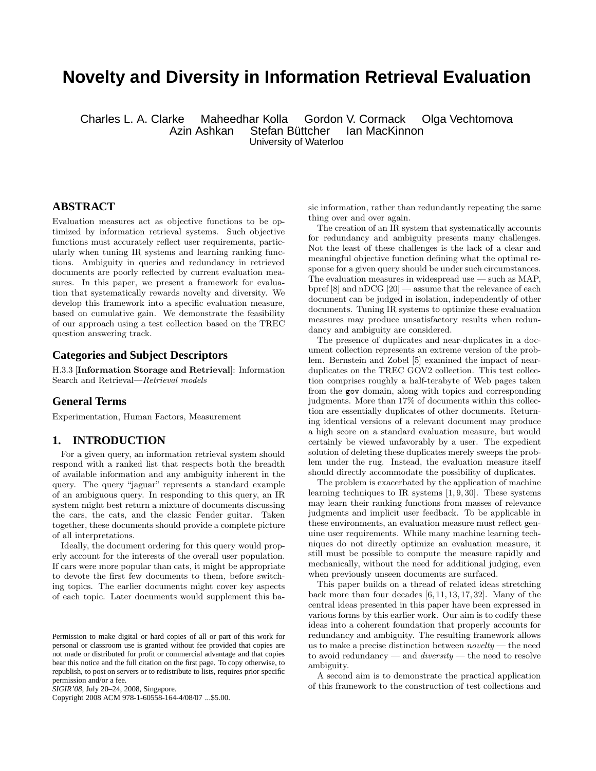# Novelty and Diversity in Information Retrieval Evaluation

Charles L. A. Clarke Maheedhar Kolla Gordon V. Cormack Olga Vechtomova
Azin Ashkan Stefan Büttcher Ian MacKinnon
University of Waterloo

## ABSTRACT

Evaluation measures act as objective functions to be optimized by information retrieval systems. Such objective functions must accurately reflect user requirements, particularly when tuning IR systems and learning ranking functions. Ambiguity in queries and redundancy in retrieved documents are poorly reflected by current evaluation measures. In this paper, we present a framework for evaluation that systematically rewards novelty and diversity. We develop this framework into a specific evaluation measure, based on cumulative gain. We demonstrate the feasibility of our approach using a test collection based on the TREC question answering track.

## Categories and Subject Descriptors

H.3.3 [**Information Storage and Retrieval**]: Information Search and Retrieval—*Retrieval models*

## General Terms

Experimentation, Human Factors, Measurement

## 1. INTRODUCTION

For a given query, an information retrieval system should respond with a ranked list that respects both the breadth of available information and any ambiguity inherent in the query. The query "jaguar" represents a standard example of an ambiguous query. In responding to this query, an IR system might best return a mixture of documents discussing the cars, the cats, and the classic Fender guitar. Taken together, these documents should provide a complete picture of all interpretations.

Ideally, the document ordering for this query would properly account for the interests of the overall user population. If cars were more popular than cats, it might be appropriate to devote the first few documents to them, before switching topics. The earlier documents might cover key aspects of each topic. Later documents would supplement this basic information, rather than redundantly repeating the same thing over and over again.

The creation of an IR system that systematically accounts for redundancy and ambiguity presents many challenges. Not the least of these challenges is the lack of a clear and meaningful objective function defining what the optimal response for a given query should be under such circumstances. The evaluation measures in widespread use — such as MAP, bpref [8] and nDCG [20] — assume that the relevance of each document can be judged in isolation, independently of other documents. Tuning IR systems to optimize these evaluation measures may produce unsatisfactory results when redundancy and ambiguity are considered.

The presence of duplicates and near-duplicates in a document collection represents an extreme version of the problem. Bernstein and Zobel [5] examined the impact of near-duplicates on the TREC GOV2 collection. This test collection comprises roughly a half-terabyte of Web pages taken from the `gov` domain, along with topics and corresponding judgments. More than 17% of documents within this collection are essentially duplicates of other documents. Returning identical versions of a relevant document may produce a high score on a standard evaluation measure, but would certainly be viewed unfavorably by a user. The expedient solution of deleting these duplicates merely sweeps the problem under the rug. Instead, the evaluation measure itself should directly accommodate the possibility of duplicates.

The problem is exacerbated by the application of machine learning techniques to IR systems [1, 9, 30]. These systems may learn their ranking functions from masses of relevance judgments and implicit user feedback. To be applicable in these environments, an evaluation measure must reflect genuine user requirements. While many machine learning techniques do not directly optimize an evaluation measure, it still must be possible to compute the measure rapidly and mechanically, without the need for additional judging, even when previously unseen documents are surfaced.

This paper builds on a thread of related ideas stretching back more than four decades [6, 11, 13, 17, 32]. Many of the central ideas presented in this paper have been expressed in various forms by this earlier work. Our aim is to codify these ideas into a coherent foundation that properly accounts for redundancy and ambiguity. The resulting framework allows us to make a precise distinction between *novelty* — the need to avoid redundancy — and *diversity* — the need to resolve ambiguity.

A second aim is to demonstrate the practical application of this framework to the construction of test collections and

Permission to make digital or hard copies of all or part of this work for personal or classroom use is granted without fee provided that copies are not made or distributed for profit or commercial advantage and that copies bear this notice and the full citation on the first page. To copy otherwise, to republish, to post on servers or to redistribute to lists, requires prior specific permission and/or a fee.
*SIGIR'08,* July 20–24, 2008, Singapore.
Copyright 2008 ACM 978-1-60558-164-4/08/07 ...$5.00.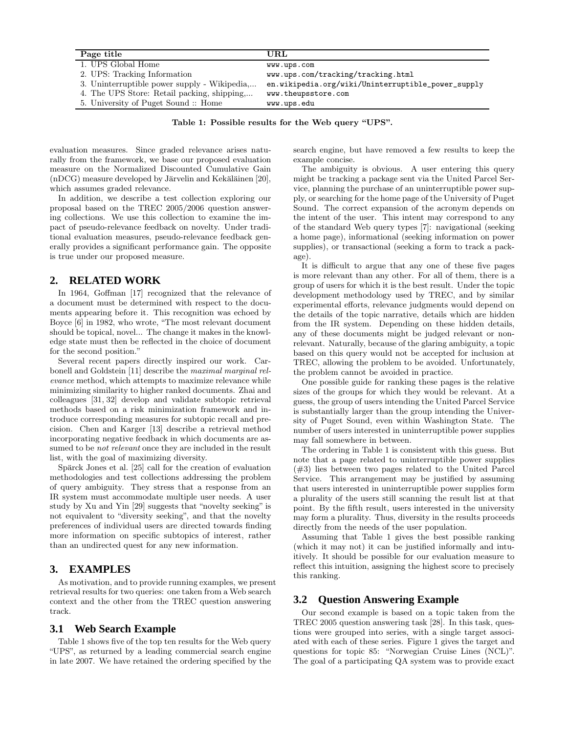| Page title | URL |
|---|---|
| 1. UPS Global Home | www.ups.com |
| 2. UPS: Tracking Information | www.ups.com/tracking/tracking.html |
| 3. Uninterruptible power supply - Wikipedia,... | en.wikipedia.org/wiki/Uninterruptible_power_supply |
| 4. The UPS Store: Retail packing, shipping,... | www.theupsstore.com |
| 5. University of Puget Sound :: Home | www.ups.edu |

**Table 1: Possible results for the Web query "UPS".**

evaluation measures. Since graded relevance arises naturally from the framework, we base our proposed evaluation measure on the Normalized Discounted Cumulative Gain (nDCG) measure developed by Järvelin and Kekäläinen [20], which assumes graded relevance.

In addition, we describe a test collection exploring our proposal based on the TREC 2005/2006 question answering collections. We use this collection to examine the impact of pseudo-relevance feedback on novelty. Under traditional evaluation measures, pseudo-relevance feedback generally provides a significant performance gain. The opposite is true under our proposed measure.

## 2. RELATED WORK

In 1964, Goffman [17] recognized that the relevance of a document must be determined with respect to the documents appearing before it. This recognition was echoed by Boyce [6] in 1982, who wrote, "The most relevant document should be topical, novel... The change it makes in the knowledge state must then be reflected in the choice of document for the second position."

Several recent papers directly inspired our work. Carbonell and Goldstein [11] describe the *maximal marginal relevance* method, which attempts to maximize relevance while minimizing similarity to higher ranked documents. Zhai and colleagues [31, 32] develop and validate subtopic retrieval methods based on a risk minimization framework and introduce corresponding measures for subtopic recall and precision. Chen and Karger [13] describe a retrieval method incorporating negative feedback in which documents are assumed to be *not relevant* once they are included in the result list, with the goal of maximizing diversity.

Spärck Jones et al. [25] call for the creation of evaluation methodologies and test collections addressing the problem of query ambiguity. They stress that a response from an IR system must accommodate multiple user needs. A user study by Xu and Yin [29] suggests that "novelty seeking" is not equivalent to "diversity seeking", and that the novelty preferences of individual users are directed towards finding more information on specific subtopics of interest, rather than an undirected quest for any new information.

## 3. EXAMPLES

As motivation, and to provide running examples, we present retrieval results for two queries: one taken from a Web search context and the other from the TREC question answering track.

### 3.1 Web Search Example

Table 1 shows five of the top ten results for the Web query "UPS", as returned by a leading commercial search engine in late 2007. We have retained the ordering specified by the search engine, but have removed a few results to keep the example concise.

The ambiguity is obvious. A user entering this query might be tracking a package sent via the United Parcel Service, planning the purchase of an uninterruptible power supply, or searching for the home page of the University of Puget Sound. The correct expansion of the acronym depends on the intent of the user. This intent may correspond to any of the standard Web query types [7]: navigational (seeking a home page), informational (seeking information on power supplies), or transactional (seeking a form to track a package).

It is difficult to argue that any one of these five pages is more relevant than any other. For all of them, there is a group of users for which it is the best result. Under the topic development methodology used by TREC, and by similar experimental efforts, relevance judgments would depend on the details of the topic narrative, details which are hidden from the IR system. Depending on these hidden details, any of these documents might be judged relevant or non-relevant. Naturally, because of the glaring ambiguity, a topic based on this query would not be accepted for inclusion at TREC, allowing the problem to be avoided. Unfortunately, the problem cannot be avoided in practice.

One possible guide for ranking these pages is the relative sizes of the groups for which they would be relevant. At a guess, the group of users intending the United Parcel Service is substantially larger than the group intending the University of Puget Sound, even within Washington State. The number of users interested in uninterruptible power supplies may fall somewhere in between.

The ordering in Table 1 is consistent with this guess. But note that a page related to uninterruptible power supplies (#3) lies between two pages related to the United Parcel Service. This arrangement may be justified by assuming that users interested in uninterruptible power supplies form a plurality of the users still scanning the result list at that point. By the fifth result, users interested in the university may form a plurality. Thus, diversity in the results proceeds directly from the needs of the user population.

Assuming that Table 1 gives the best possible ranking (which it may not) it can be justified informally and intuitively. It should be possible for our evaluation measure to reflect this intuition, assigning the highest score to precisely this ranking.

### 3.2 Question Answering Example

Our second example is based on a topic taken from the TREC 2005 question answering task [28]. In this task, questions were grouped into series, with a single target associated with each of the series. Figure 1 gives the target and questions for topic 85: "Norwegian Cruise Lines (NCL)". The goal of a participating QA system was to provide exact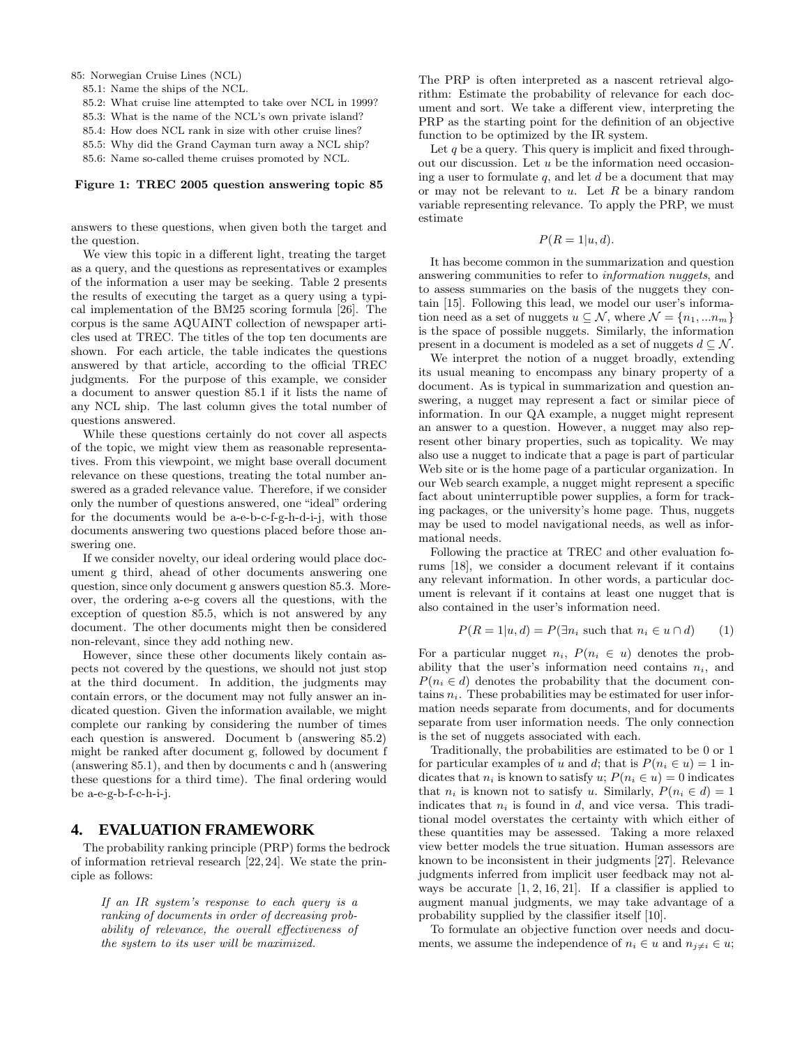85: Norwegian Cruise Lines (NCL)

85.1: Name the ships of the NCL.

85.2: What cruise line attempted to take over NCL in 1999?

85.3: What is the name of the NCL's own private island?

85.4: How does NCL rank in size with other cruise lines?

85.5: Why did the Grand Cayman turn away a NCL ship?

85.6: Name so-called theme cruises promoted by NCL.

**Figure 1: TREC 2005 question answering topic 85**

answers to these questions, when given both the target and the question.

We view this topic in a different light, treating the target as a query, and the questions as representatives or examples of the information a user may be seeking. Table 2 presents the results of executing the target as a query using a typical implementation of the BM25 scoring formula [26]. The corpus is the same AQUAINT collection of newspaper articles used at TREC. The titles of the top ten documents are shown. For each article, the table indicates the questions answered by that article, according to the official TREC judgments. For the purpose of this example, we consider a document to answer question 85.1 if it lists the name of any NCL ship. The last column gives the total number of questions answered.

While these questions certainly do not cover all aspects of the topic, we might view them as reasonable representatives. From this viewpoint, we might base overall document relevance on these questions, treating the total number answered as a graded relevance value. Therefore, if we consider only the number of questions answered, one "ideal" ordering for the documents would be a-e-b-c-f-g-h-d-i-j, with those documents answering two questions placed before those answering one.

If we consider novelty, our ideal ordering would place document g third, ahead of other documents answering one question, since only document g answers question 85.3. Moreover, the ordering a-e-g covers all the questions, with the exception of question 85.5, which is not answered by any document. The other documents might then be considered non-relevant, since they add nothing new.

However, since these other documents likely contain aspects not covered by the questions, we should not just stop at the third document. In addition, the judgments may contain errors, or the document may not fully answer an indicated question. Given the information available, we might complete our ranking by considering the number of times each question is answered. Document b (answering 85.2) might be ranked after document g, followed by document f (answering 85.1), and then by documents c and h (answering these questions for a third time). The final ordering would be a-e-g-b-f-c-h-i-j.

## 4. EVALUATION FRAMEWORK

The probability ranking principle (PRP) forms the bedrock of information retrieval research [22, 24]. We state the principle as follows:

> *If an IR system's response to each query is a ranking of documents in order of decreasing probability of relevance, the overall effectiveness of the system to its user will be maximized.*

The PRP is often interpreted as a nascent retrieval algorithm: Estimate the probability of relevance for each document and sort. We take a different view, interpreting the PRP as the starting point for the definition of an objective function to be optimized by the IR system.

Let $q$ be a query. This query is implicit and fixed throughout our discussion. Let $u$ be the information need occasioning a user to formulate $q$, and let $d$ be a document that may or may not be relevant to $u$. Let $R$ be a binary random variable representing relevance. To apply the PRP, we must estimate

$$P(R = 1|u, d).$$

It has become common in the summarization and question answering communities to refer to *information nuggets*, and to assess summaries on the basis of the nuggets they contain [15]. Following this lead, we model our user's information need as a set of nuggets $u \subseteq \mathcal{N}$, where $\mathcal{N} = \{n_1, ...n_m\}$ is the space of possible nuggets. Similarly, the information present in a document is modeled as a set of nuggets $d \subseteq \mathcal{N}$.

We interpret the notion of a nugget broadly, extending its usual meaning to encompass any binary property of a document. As is typical in summarization and question answering, a nugget may represent a fact or similar piece of information. In our QA example, a nugget might represent an answer to a question. However, a nugget may also represent other binary properties, such as topicality. We may also use a nugget to indicate that a page is part of particular Web site or is the home page of a particular organization. In our Web search example, a nugget might represent a specific fact about uninterruptible power supplies, a form for tracking packages, or the university's home page. Thus, nuggets may be used to model navigational needs, as well as informational needs.

Following the practice at TREC and other evaluation forums [18], we consider a document relevant if it contains any relevant information. In other words, a particular document is relevant if it contains at least one nugget that is also contained in the user's information need.

$$P(R = 1|u, d) = P(\exists n_i \text{ such that } n_i \in u \cap d) \qquad (1)$$

For a particular nugget $n_i$, $P(n_i \in u)$ denotes the probability that the user's information need contains $n_i$, and $P(n_i \in d)$ denotes the probability that the document contains $n_i$. These probabilities may be estimated for user information needs separate from documents, and for documents separate from user information needs. The only connection is the set of nuggets associated with each.

Traditionally, the probabilities are estimated to be 0 or 1 for particular examples of $u$ and $d$; that is $P(n_i \in u) = 1$ indicates that $n_i$ is known to satisfy $u$; $P(n_i \in u) = 0$ indicates that $n_i$ is known not to satisfy $u$. Similarly, $P(n_i \in d) = 1$ indicates that $n_i$ is found in $d$, and vice versa. This traditional model overstates the certainty with which either of these quantities may be assessed. Taking a more relaxed view better models the true situation. Human assessors are known to be inconsistent in their judgments [27]. Relevance judgments inferred from implicit user feedback may not always be accurate [1, 2, 16, 21]. If a classifier is applied to augment manual judgments, we may take advantage of a probability supplied by the classifier itself [10].

To formulate an objective function over needs and documents, we assume the independence of $n_i \in u$ and $n_{j \neq i} \in u$;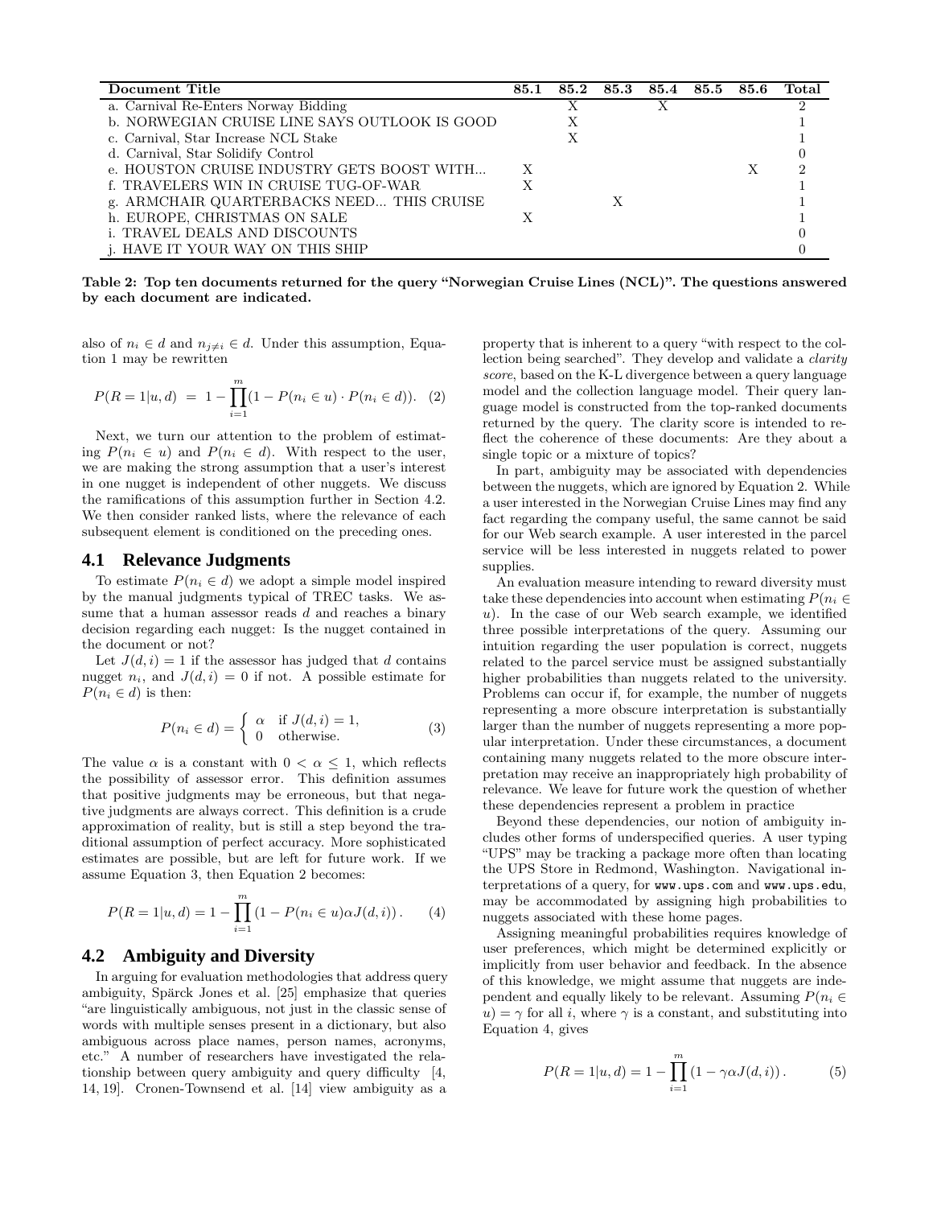| Document Title | 85.1 | 85.2 | 85.3 | 85.4 | 85.5 | 85.6 | Total |
|---|---|---|---|---|---|---|---|
| a. Carnival Re-Enters Norway Bidding | | X | | X | | | 2 |
| b. NORWEGIAN CRUISE LINE SAYS OUTLOOK IS GOOD | | X | | | | | 1 |
| c. Carnival, Star Increase NCL Stake | | X | | | | | 1 |
| d. Carnival, Star Solidify Control | | | | | | | 0 |
| e. HOUSTON CRUISE INDUSTRY GETS BOOST WITH... | X | | | | | X | 2 |
| f. TRAVELERS WIN IN CRUISE TUG-OF-WAR | X | | | | | | 1 |
| g. ARMCHAIR QUARTERBACKS NEED... THIS CRUISE | | | X | | | | 1 |
| h. EUROPE, CHRISTMAS ON SALE | X | | | | | | 1 |
| i. TRAVEL DEALS AND DISCOUNTS | | | | | | | 0 |
| j. HAVE IT YOUR WAY ON THIS SHIP | | | | | | | 0 |

**Table 2: Top ten documents returned for the query "Norwegian Cruise Lines (NCL)". The questions answered by each document are indicated.**

also of $n_i \in d$ and $n_{j \neq i} \in d$. Under this assumption, Equation 1 may be rewritten

$$P(R = 1|u, d) \;=\; 1 - \prod_{i=1}^{m}(1 - P(n_i \in u) \cdot P(n_i \in d)). \quad (2)$$

Next, we turn our attention to the problem of estimating $P(n_i \in u)$ and $P(n_i \in d)$. With respect to the user, we are making the strong assumption that a user's interest in one nugget is independent of other nuggets. We discuss the ramifications of this assumption further in Section 4.2. We then consider ranked lists, where the relevance of each subsequent element is conditioned on the preceding ones.

## 4.1 Relevance Judgments

To estimate $P(n_i \in d)$ we adopt a simple model inspired by the manual judgments typical of TREC tasks. We assume that a human assessor reads $d$ and reaches a binary decision regarding each nugget: Is the nugget contained in the document or not?

Let $J(d, i) = 1$ if the assessor has judged that $d$ contains nugget $n_i$, and $J(d, i) = 0$ if not. A possible estimate for $P(n_i \in d)$ is then:

$$P(n_i \in d) = \begin{cases} \alpha & \text{if } J(d,i) = 1, \\ 0 & \text{otherwise.} \end{cases} \quad (3)$$

The value $\alpha$ is a constant with $0 < \alpha \leq 1$, which reflects the possibility of assessor error. This definition assumes that positive judgments may be erroneous, but that negative judgments are always correct. This definition is a crude approximation of reality, but is still a step beyond the traditional assumption of perfect accuracy. More sophisticated estimates are possible, but are left for future work. If we assume Equation 3, then Equation 2 becomes:

$$P(R = 1|u, d) = 1 - \prod_{i=1}^{m}\left(1 - P(n_i \in u)\alpha J(d, i)\right). \quad (4)$$

## 4.2 Ambiguity and Diversity

In arguing for evaluation methodologies that address query ambiguity, Spärck Jones et al. [25] emphasize that queries "are linguistically ambiguous, not just in the classic sense of words with multiple senses present in a dictionary, but also ambiguous across place names, person names, acronyms, etc." A number of researchers have investigated the relationship between query ambiguity and query difficulty [4, 14, 19]. Cronen-Townsend et al. [14] view ambiguity as a property that is inherent to a query "with respect to the collection being searched". They develop and validate a *clarity score*, based on the K-L divergence between a query language model and the collection language model. Their query language model is constructed from the top-ranked documents returned by the query. The clarity score is intended to reflect the coherence of these documents: Are they about a single topic or a mixture of topics?

In part, ambiguity may be associated with dependencies between the nuggets, which are ignored by Equation 2. While a user interested in the Norwegian Cruise Lines may find any fact regarding the company useful, the same cannot be said for our Web search example. A user interested in the parcel service will be less interested in nuggets related to power supplies.

An evaluation measure intending to reward diversity must take these dependencies into account when estimating $P(n_i \in u)$. In the case of our Web search example, we identified three possible interpretations of the query. Assuming our intuition regarding the user population is correct, nuggets related to the parcel service must be assigned substantially higher probabilities than nuggets related to the university. Problems can occur if, for example, the number of nuggets representing a more obscure interpretation is substantially larger than the number of nuggets representing a more popular interpretation. Under these circumstances, a document containing many nuggets related to the more obscure interpretation may receive an inappropriately high probability of relevance. We leave for future work the question of whether these dependencies represent a problem in practice

Beyond these dependencies, our notion of ambiguity includes other forms of underspecified queries. A user typing "UPS" may be tracking a package more often than locating the UPS Store in Redmond, Washington. Navigational interpretations of a query, for `www.ups.com` and `www.ups.edu`, may be accommodated by assigning high probabilities to nuggets associated with these home pages.

Assigning meaningful probabilities requires knowledge of user preferences, which might be determined explicitly or implicitly from user behavior and feedback. In the absence of this knowledge, we might assume that nuggets are independent and equally likely to be relevant. Assuming $P(n_i \in u) = \gamma$ for all $i$, where $\gamma$ is a constant, and substituting into Equation 4, gives

$$P(R = 1|u, d) = 1 - \prod_{i=1}^{m}\left(1 - \gamma\alpha J(d, i)\right). \quad (5)$$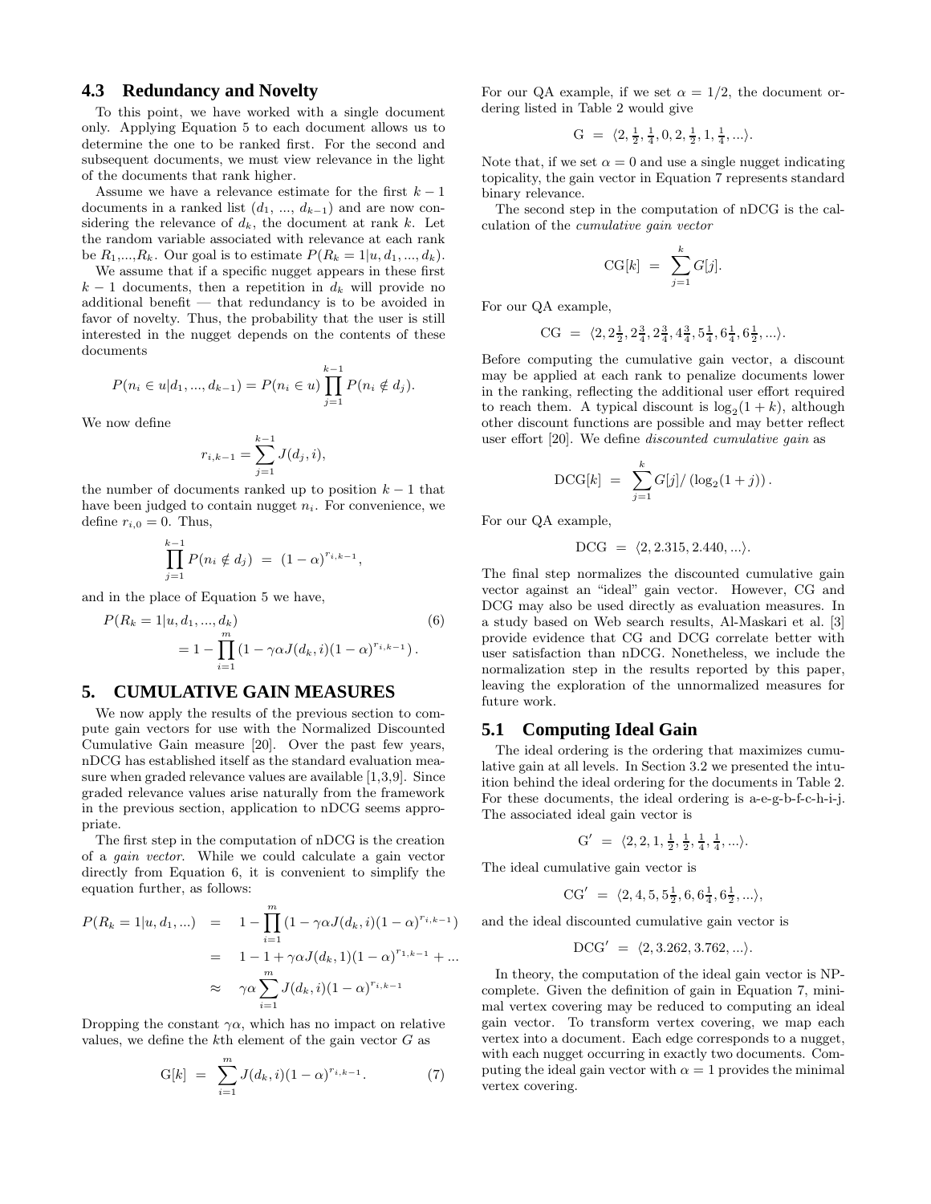### 4.3 Redundancy and Novelty

To this point, we have worked with a single document only. Applying Equation 5 to each document allows us to determine the one to be ranked first. For the second and subsequent documents, we must view relevance in the light of the documents that rank higher.

Assume we have a relevance estimate for the first $k-1$ documents in a ranked list ($d_1$, ..., $d_{k-1}$) and are now considering the relevance of $d_k$, the document at rank $k$. Let the random variable associated with relevance at each rank be $R_1$,...,$R_k$. Our goal is to estimate $P(R_k = 1|u, d_1, ..., d_k)$.

We assume that if a specific nugget appears in these first $k-1$ documents, then a repetition in $d_k$ will provide no additional benefit — that redundancy is to be avoided in favor of novelty. Thus, the probability that the user is still interested in the nugget depends on the contents of these documents

$$P(n_i \in u|d_1, ..., d_{k-1}) = P(n_i \in u) \prod_{j=1}^{k-1} P(n_i \notin d_j).$$

We now define

$$r_{i,k-1} = \sum_{j=1}^{k-1} J(d_j, i),$$

the number of documents ranked up to position $k-1$ that have been judged to contain nugget $n_i$. For convenience, we define $r_{i,0} = 0$. Thus,

$$\prod_{j=1}^{k-1} P(n_i \notin d_j) \ = \ (1-\alpha)^{r_{i,k-1}},$$

and in the place of Equation 5 we have,

$$\begin{aligned} P(R_k = 1|u, d_1, ..., d_k) \qquad\qquad (6) \\ = 1 - \prod_{i=1}^{m} \left(1 - \gamma\alpha J(d_k, i)(1-\alpha)^{r_{i,k-1}}\right). \end{aligned}$$

## 5. CUMULATIVE GAIN MEASURES

We now apply the results of the previous section to compute gain vectors for use with the Normalized Discounted Cumulative Gain measure [20]. Over the past few years, nDCG has established itself as the standard evaluation measure when graded relevance values are available [1,3,9]. Since graded relevance values arise naturally from the framework in the previous section, application to nDCG seems appropriate.

The first step in the computation of nDCG is the creation of a *gain vector*. While we could calculate a gain vector directly from Equation 6, it is convenient to simplify the equation further, as follows:

$$\begin{aligned} P(R_k = 1|u, d_1, ...) &= 1 - \prod_{i=1}^{m} \left(1 - \gamma\alpha J(d_k, i)(1-\alpha)^{r_{i,k-1}}\right) \\ &= 1 - 1 + \gamma\alpha J(d_k, 1)(1-\alpha)^{r_{1,k-1}} + ... \\ &\approx \gamma\alpha \sum_{i=1}^{m} J(d_k, i)(1-\alpha)^{r_{i,k-1}} \end{aligned}$$

Dropping the constant $\gamma\alpha$, which has no impact on relative values, we define the $k$th element of the gain vector $G$ as

$$\mathrm{G}[k] \ = \ \sum_{i=1}^{m} J(d_k, i)(1-\alpha)^{r_{i,k-1}}. \qquad (7)$$

For our QA example, if we set $\alpha = 1/2$, the document ordering listed in Table 2 would give

$$\mathrm{G} \ = \ \langle 2, \tfrac{1}{2}, \tfrac{1}{4}, 0, 2, \tfrac{1}{2}, 1, \tfrac{1}{4}, ...\rangle.$$

Note that, if we set $\alpha = 0$ and use a single nugget indicating topicality, the gain vector in Equation 7 represents standard binary relevance.

The second step in the computation of nDCG is the calculation of the *cumulative gain vector*

$$\mathrm{CG}[k] \ = \ \sum_{j=1}^{k} G[j].$$

For our QA example,

$$\mathrm{CG} \ = \ \langle 2, 2\tfrac{1}{2}, 2\tfrac{3}{4}, 2\tfrac{3}{4}, 4\tfrac{3}{4}, 5\tfrac{1}{4}, 6\tfrac{1}{4}, 6\tfrac{1}{2}, ...\rangle.$$

Before computing the cumulative gain vector, a discount may be applied at each rank to penalize documents lower in the ranking, reflecting the additional user effort required to reach them. A typical discount is $\log_2(1+k)$, although other discount functions are possible and may better reflect user effort [20]. We define *discounted cumulative gain* as

$$\mathrm{DCG}[k] \ = \ \sum_{j=1}^{k} G[j] / \left(\log_2(1+j)\right).$$

For our QA example,

$$\mathrm{DCG} \ = \ \langle 2, 2.315, 2.440, ...\rangle.$$

The final step normalizes the discounted cumulative gain vector against an "ideal" gain vector. However, CG and DCG may also be used directly as evaluation measures. In a study based on Web search results, Al-Maskari et al. [3] provide evidence that CG and DCG correlate better with user satisfaction than nDCG. Nonetheless, we include the normalization step in the results reported by this paper, leaving the exploration of the unnormalized measures for future work.

### 5.1 Computing Ideal Gain

The ideal ordering is the ordering that maximizes cumulative gain at all levels. In Section 3.2 we presented the intuition behind the ideal ordering for the documents in Table 2. For these documents, the ideal ordering is a-e-g-b-f-c-h-i-j. The associated ideal gain vector is

$$\mathrm{G}' \ = \ \langle 2, 2, 1, \tfrac{1}{2}, \tfrac{1}{2}, \tfrac{1}{4}, \tfrac{1}{4}, ...\rangle.$$

The ideal cumulative gain vector is

$$\mathrm{CG}' \ = \ \langle 2, 4, 5, 5\tfrac{1}{2}, 6, 6\tfrac{1}{4}, 6\tfrac{1}{2}, ...\rangle,$$

and the ideal discounted cumulative gain vector is

$$\mathrm{DCG}' \ = \ \langle 2, 3.262, 3.762, ...\rangle.$$

In theory, the computation of the ideal gain vector is NP-complete. Given the definition of gain in Equation 7, minimal vertex covering may be reduced to computing an ideal gain vector. To transform vertex covering, we map each vertex into a document. Each edge corresponds to a nugget, with each nugget occurring in exactly two documents. Computing the ideal gain vector with $\alpha = 1$ provides the minimal vertex covering.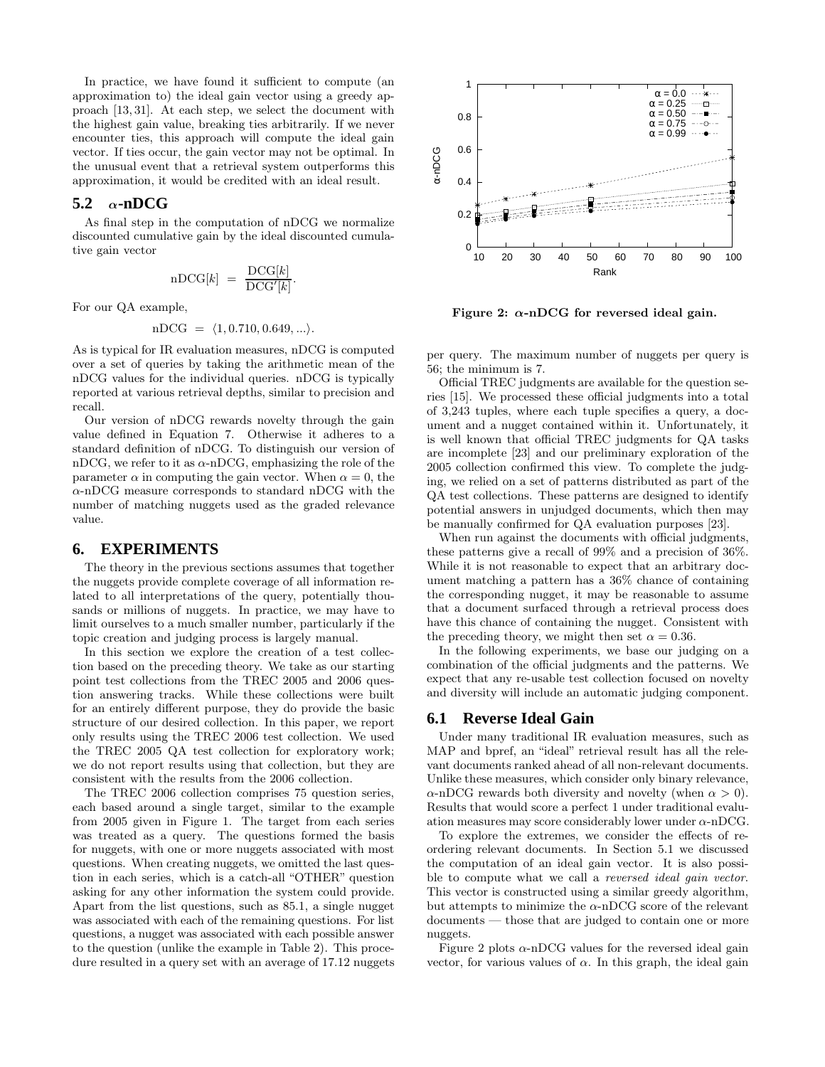In practice, we have found it sufficient to compute (an approximation to) the ideal gain vector using a greedy approach [13, 31]. At each step, we select the document with the highest gain value, breaking ties arbitrarily. If we never encounter ties, this approach will compute the ideal gain vector. If ties occur, the gain vector may not be optimal. In the unusual event that a retrieval system outperforms this approximation, it would be credited with an ideal result.

## 5.2 $\alpha$-nDCG

As final step in the computation of nDCG we normalize discounted cumulative gain by the ideal discounted cumulative gain vector

$$\text{nDCG}[k] \;=\; \frac{\text{DCG}[k]}{\text{DCG}'[k]}.$$

For our QA example,

$$\text{nDCG} \;=\; \langle 1, 0.710, 0.649, ...\rangle.$$

As is typical for IR evaluation measures, nDCG is computed over a set of queries by taking the arithmetic mean of the nDCG values for the individual queries. nDCG is typically reported at various retrieval depths, similar to precision and recall.

Our version of nDCG rewards novelty through the gain value defined in Equation 7. Otherwise it adheres to a standard definition of nDCG. To distinguish our version of nDCG, we refer to it as $\alpha$-nDCG, emphasizing the role of the parameter $\alpha$ in computing the gain vector. When $\alpha = 0$, the $\alpha$-nDCG measure corresponds to standard nDCG with the number of matching nuggets used as the graded relevance value.

# 6. EXPERIMENTS

The theory in the previous sections assumes that together the nuggets provide complete coverage of all information related to all interpretations of the query, potentially thousands or millions of nuggets. In practice, we may have to limit ourselves to a much smaller number, particularly if the topic creation and judging process is largely manual.

In this section we explore the creation of a test collection based on the preceding theory. We take as our starting point test collections from the TREC 2005 and 2006 question answering tracks. While these collections were built for an entirely different purpose, they do provide the basic structure of our desired collection. In this paper, we report only results using the TREC 2006 test collection. We used the TREC 2005 QA test collection for exploratory work; we do not report results using that collection, but they are consistent with the results from the 2006 collection.

The TREC 2006 collection comprises 75 question series, each based around a single target, similar to the example from 2005 given in Figure 1. The target from each series was treated as a query. The questions formed the basis for nuggets, with one or more nuggets associated with most questions. When creating nuggets, we omitted the last question in each series, which is a catch-all "OTHER" question asking for any other information the system could provide. Apart from the list questions, such as 85.1, a single nugget was associated with each of the remaining questions. For list questions, a nugget was associated with each possible answer to the question (unlike the example in Table 2). This procedure resulted in a query set with an average of 17.12 nuggets per query. The maximum number of nuggets per query is 56; the minimum is 7.

Official TREC judgments are available for the question series [15]. We processed these official judgments into a total of 3,243 tuples, where each tuple specifies a query, a document and a nugget contained within it. Unfortunately, it is well known that official TREC judgments for QA tasks are incomplete [23] and our preliminary exploration of the 2005 collection confirmed this view. To complete the judging, we relied on a set of patterns distributed as part of the QA test collections. These patterns are designed to identify potential answers in unjudged documents, which then may be manually confirmed for QA evaluation purposes [23].

When run against the documents with official judgments, these patterns give a recall of 99% and a precision of 36%. While it is not reasonable to expect that an arbitrary document matching a pattern has a 36% chance of containing the corresponding nugget, it may be reasonable to assume that a document surfaced through a retrieval process does have this chance of containing the nugget. Consistent with the preceding theory, we might then set $\alpha = 0.36$.

In the following experiments, we base our judging on a combination of the official judgments and the patterns. We expect that any re-usable test collection focused on novelty and diversity will include an automatic judging component.

α-nDCG
Rank
α = 0.0
α = 0.25
α = 0.50
α = 0.75
α = 0.99
1
0.8
0.6
0.4
0.2
0
10
20
30
40
50
60
70
80
90
100

**Figure 2: $\alpha$-nDCG for reversed ideal gain.**

## 6.1 Reverse Ideal Gain

Under many traditional IR evaluation measures, such as MAP and bpref, an "ideal" retrieval result has all the relevant documents ranked ahead of all non-relevant documents. Unlike these measures, which consider only binary relevance, $\alpha$-nDCG rewards both diversity and novelty (when $\alpha > 0$). Results that would score a perfect 1 under traditional evaluation measures may score considerably lower under $\alpha$-nDCG.

To explore the extremes, we consider the effects of reordering relevant documents. In Section 5.1 we discussed the computation of an ideal gain vector. It is also possible to compute what we call a *reversed ideal gain vector*. This vector is constructed using a similar greedy algorithm, but attempts to minimize the $\alpha$-nDCG score of the relevant documents — those that are judged to contain one or more nuggets.

Figure 2 plots $\alpha$-nDCG values for the reversed ideal gain vector, for various values of $\alpha$. In this graph, the ideal gain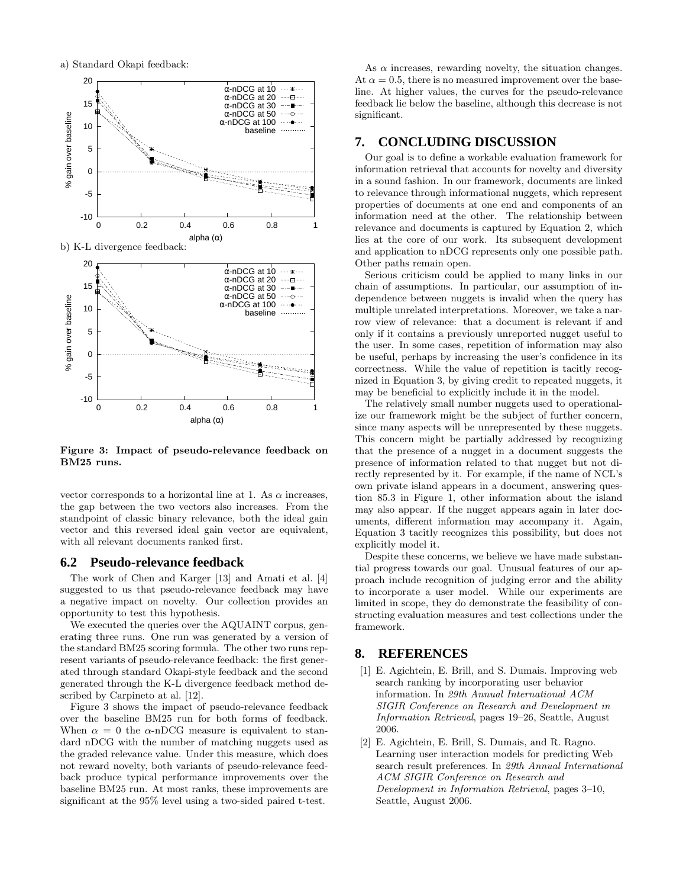a) Standard Okapi feedback:

20
15
10
5
0
-5
-10
% gain over baseline
0
0.2
0.4
0.6
0.8
1
alpha (α)

α-nDCG at 10
α-nDCG at 20
α-nDCG at 30
α-nDCG at 50
α-nDCG at 100
baseline

b) K-L divergence feedback:

20
15
10
5
0
-5
-10
% gain over baseline
0
0.2
0.4
0.6
0.8
1
alpha (α)

α-nDCG at 10
α-nDCG at 20
α-nDCG at 30
α-nDCG at 50
α-nDCG at 100
baseline

**Figure 3: Impact of pseudo-relevance feedback on BM25 runs.**

vector corresponds to a horizontal line at 1. As $\alpha$ increases, the gap between the two vectors also increases. From the standpoint of classic binary relevance, both the ideal gain vector and this reversed ideal gain vector are equivalent, with all relevant documents ranked first.

## 6.2 Pseudo-relevance feedback

The work of Chen and Karger [13] and Amati et al. [4] suggested to us that pseudo-relevance feedback may have a negative impact on novelty. Our collection provides an opportunity to test this hypothesis.

We executed the queries over the AQUAINT corpus, generating three runs. One run was generated by a version of the standard BM25 scoring formula. The other two runs represent variants of pseudo-relevance feedback: the first generated through standard Okapi-style feedback and the second generated through the K-L divergence feedback method described by Carpineto at al. [12].

Figure 3 shows the impact of pseudo-relevance feedback over the baseline BM25 run for both forms of feedback. When $\alpha = 0$ the $\alpha$-nDCG measure is equivalent to standard nDCG with the number of matching nuggets used as the graded relevance value. Under this measure, which does not reward novelty, both variants of pseudo-relevance feedback produce typical performance improvements over the baseline BM25 run. At most ranks, these improvements are significant at the 95% level using a two-sided paired t-test.

As $\alpha$ increases, rewarding novelty, the situation changes. At $\alpha = 0.5$, there is no measured improvement over the baseline. At higher values, the curves for the pseudo-relevance feedback lie below the baseline, although this decrease is not significant.

# 7. CONCLUDING DISCUSSION

Our goal is to define a workable evaluation framework for information retrieval that accounts for novelty and diversity in a sound fashion. In our framework, documents are linked to relevance through informational nuggets, which represent properties of documents at one end and components of an information need at the other. The relationship between relevance and documents is captured by Equation 2, which lies at the core of our work. Its subsequent development and application to nDCG represents only one possible path. Other paths remain open.

Serious criticism could be applied to many links in our chain of assumptions. In particular, our assumption of independence between nuggets is invalid when the query has multiple unrelated interpretations. Moreover, we take a narrow view of relevance: that a document is relevant if and only if it contains a previously unreported nugget useful to the user. In some cases, repetition of information may also be useful, perhaps by increasing the user's confidence in its correctness. While the value of repetition is tacitly recognized in Equation 3, by giving credit to repeated nuggets, it may be beneficial to explicitly include it in the model.

The relatively small number nuggets used to operationalize our framework might be the subject of further concern, since many aspects will be unrepresented by these nuggets. This concern might be partially addressed by recognizing that the presence of a nugget in a document suggests the presence of information related to that nugget but not directly represented by it. For example, if the name of NCL's own private island appears in a document, answering question 85.3 in Figure 1, other information about the island may also appear. If the nugget appears again in later documents, different information may accompany it. Again, Equation 3 tacitly recognizes this possibility, but does not explicitly model it.

Despite these concerns, we believe we have made substantial progress towards our goal. Unusual features of our approach include recognition of judging error and the ability to incorporate a user model. While our experiments are limited in scope, they do demonstrate the feasibility of constructing evaluation measures and test collections under the framework.

# 8. REFERENCES

[1] E. Agichtein, E. Brill, and S. Dumais. Improving web search ranking by incorporating user behavior information. In *29th Annual International ACM SIGIR Conference on Research and Development in Information Retrieval*, pages 19–26, Seattle, August 2006.

[2] E. Agichtein, E. Brill, S. Dumais, and R. Ragno. Learning user interaction models for predicting Web search result preferences. In *29th Annual International ACM SIGIR Conference on Research and Development in Information Retrieval*, pages 3–10, Seattle, August 2006.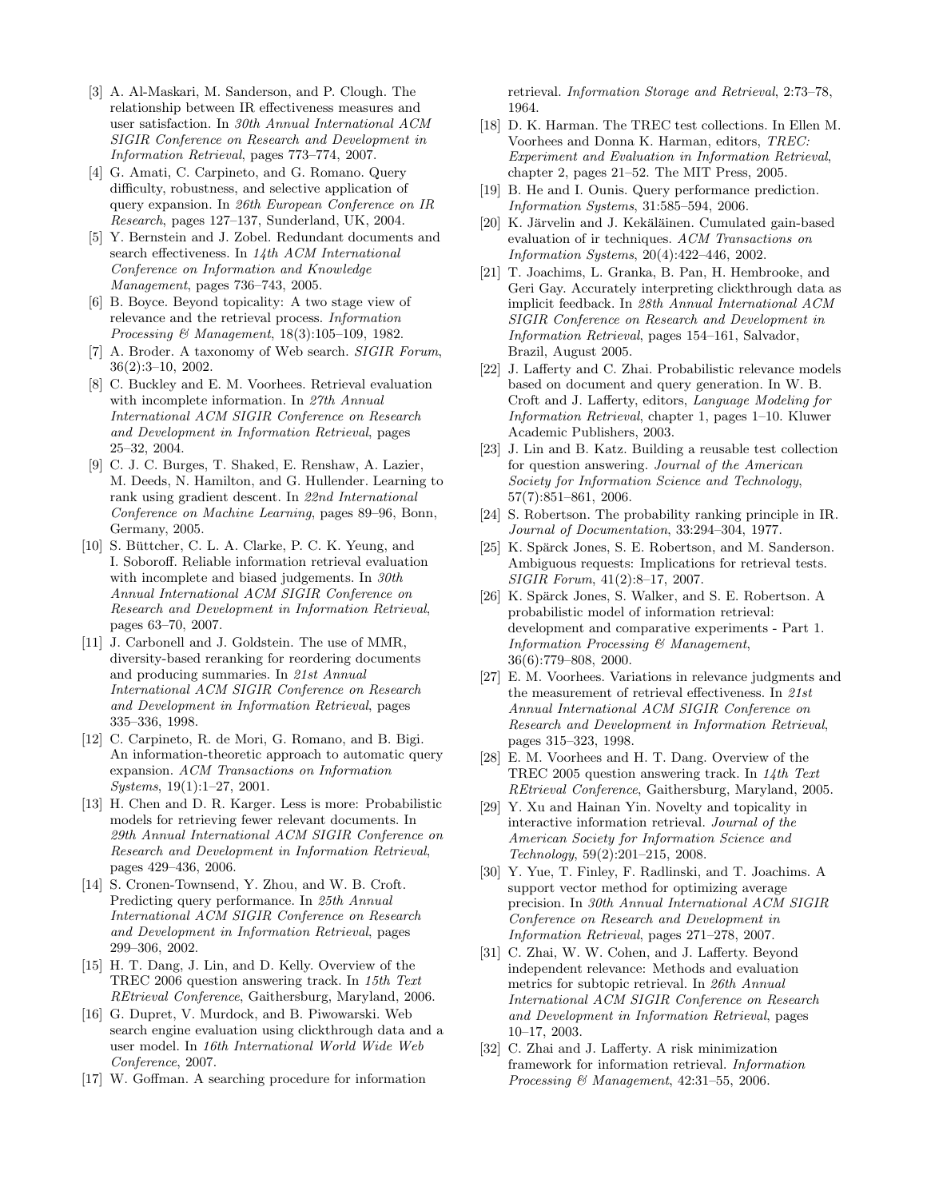[3] A. Al-Maskari, M. Sanderson, and P. Clough. The relationship between IR effectiveness measures and user satisfaction. In *30th Annual International ACM SIGIR Conference on Research and Development in Information Retrieval*, pages 773–774, 2007.

[4] G. Amati, C. Carpineto, and G. Romano. Query difficulty, robustness, and selective application of query expansion. In *26th European Conference on IR Research*, pages 127–137, Sunderland, UK, 2004.

[5] Y. Bernstein and J. Zobel. Redundant documents and search effectiveness. In *14th ACM International Conference on Information and Knowledge Management*, pages 736–743, 2005.

[6] B. Boyce. Beyond topicality: A two stage view of relevance and the retrieval process. *Information Processing & Management*, 18(3):105–109, 1982.

[7] A. Broder. A taxonomy of Web search. *SIGIR Forum*, 36(2):3–10, 2002.

[8] C. Buckley and E. M. Voorhees. Retrieval evaluation with incomplete information. In *27th Annual International ACM SIGIR Conference on Research and Development in Information Retrieval*, pages 25–32, 2004.

[9] C. J. C. Burges, T. Shaked, E. Renshaw, A. Lazier, M. Deeds, N. Hamilton, and G. Hullender. Learning to rank using gradient descent. In *22nd International Conference on Machine Learning*, pages 89–96, Bonn, Germany, 2005.

[10] S. Büttcher, C. L. A. Clarke, P. C. K. Yeung, and I. Soboroff. Reliable information retrieval evaluation with incomplete and biased judgements. In *30th Annual International ACM SIGIR Conference on Research and Development in Information Retrieval*, pages 63–70, 2007.

[11] J. Carbonell and J. Goldstein. The use of MMR, diversity-based reranking for reordering documents and producing summaries. In *21st Annual International ACM SIGIR Conference on Research and Development in Information Retrieval*, pages 335–336, 1998.

[12] C. Carpineto, R. de Mori, G. Romano, and B. Bigi. An information-theoretic approach to automatic query expansion. *ACM Transactions on Information Systems*, 19(1):1–27, 2001.

[13] H. Chen and D. R. Karger. Less is more: Probabilistic models for retrieving fewer relevant documents. In *29th Annual International ACM SIGIR Conference on Research and Development in Information Retrieval*, pages 429–436, 2006.

[14] S. Cronen-Townsend, Y. Zhou, and W. B. Croft. Predicting query performance. In *25th Annual International ACM SIGIR Conference on Research and Development in Information Retrieval*, pages 299–306, 2002.

[15] H. T. Dang, J. Lin, and D. Kelly. Overview of the TREC 2006 question answering track. In *15th Text REtrieval Conference*, Gaithersburg, Maryland, 2006.

[16] G. Dupret, V. Murdock, and B. Piwowarski. Web search engine evaluation using clickthrough data and a user model. In *16th International World Wide Web Conference*, 2007.

[17] W. Goffman. A searching procedure for information retrieval. *Information Storage and Retrieval*, 2:73–78, 1964.

[18] D. K. Harman. The TREC test collections. In Ellen M. Voorhees and Donna K. Harman, editors, *TREC: Experiment and Evaluation in Information Retrieval*, chapter 2, pages 21–52. The MIT Press, 2005.

[19] B. He and I. Ounis. Query performance prediction. *Information Systems*, 31:585–594, 2006.

[20] K. Järvelin and J. Kekäläinen. Cumulated gain-based evaluation of ir techniques. *ACM Transactions on Information Systems*, 20(4):422–446, 2002.

[21] T. Joachims, L. Granka, B. Pan, H. Hembrooke, and Geri Gay. Accurately interpreting clickthrough data as implicit feedback. In *28th Annual International ACM SIGIR Conference on Research and Development in Information Retrieval*, pages 154–161, Salvador, Brazil, August 2005.

[22] J. Lafferty and C. Zhai. Probabilistic relevance models based on document and query generation. In W. B. Croft and J. Lafferty, editors, *Language Modeling for Information Retrieval*, chapter 1, pages 1–10. Kluwer Academic Publishers, 2003.

[23] J. Lin and B. Katz. Building a reusable test collection for question answering. *Journal of the American Society for Information Science and Technology*, 57(7):851–861, 2006.

[24] S. Robertson. The probability ranking principle in IR. *Journal of Documentation*, 33:294–304, 1977.

[25] K. Spärck Jones, S. E. Robertson, and M. Sanderson. Ambiguous requests: Implications for retrieval tests. *SIGIR Forum*, 41(2):8–17, 2007.

[26] K. Spärck Jones, S. Walker, and S. E. Robertson. A probabilistic model of information retrieval: development and comparative experiments - Part 1. *Information Processing & Management*, 36(6):779–808, 2000.

[27] E. M. Voorhees. Variations in relevance judgments and the measurement of retrieval effectiveness. In *21st Annual International ACM SIGIR Conference on Research and Development in Information Retrieval*, pages 315–323, 1998.

[28] E. M. Voorhees and H. T. Dang. Overview of the TREC 2005 question answering track. In *14th Text REtrieval Conference*, Gaithersburg, Maryland, 2005.

[29] Y. Xu and Hainan Yin. Novelty and topicality in interactive information retrieval. *Journal of the American Society for Information Science and Technology*, 59(2):201–215, 2008.

[30] Y. Yue, T. Finley, F. Radlinski, and T. Joachims. A support vector method for optimizing average precision. In *30th Annual International ACM SIGIR Conference on Research and Development in Information Retrieval*, pages 271–278, 2007.

[31] C. Zhai, W. W. Cohen, and J. Lafferty. Beyond independent relevance: Methods and evaluation metrics for subtopic retrieval. In *26th Annual International ACM SIGIR Conference on Research and Development in Information Retrieval*, pages 10–17, 2003.

[32] C. Zhai and J. Lafferty. A risk minimization framework for information retrieval. *Information Processing & Management*, 42:31–55, 2006.